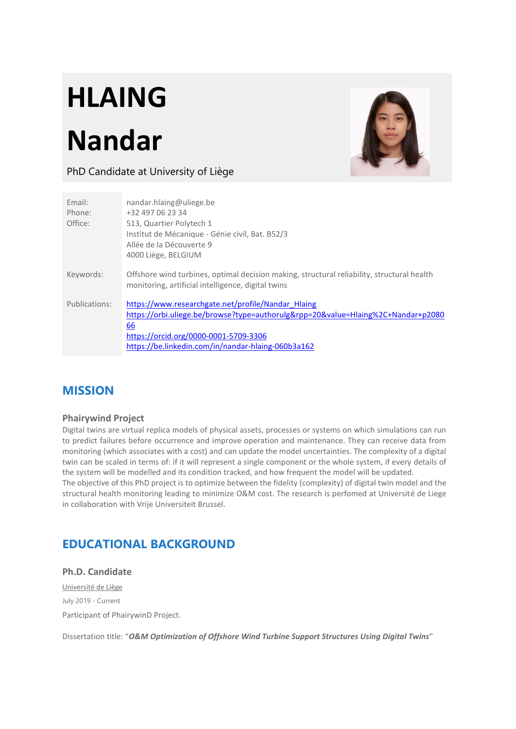# HLAING

# Nandar

PhD Candidate at University of Liège

| | |
|---|---|
| Email:<br>Phone:<br>Office: | nandar.hlaing@uliege.be<br>+32 497 06 23 34<br>513, Quartier Polytech 1<br>Institut de Mécanique - Génie civil, Bat. B52/3<br>Allée de la Découverte 9<br>4000 Liège, BELGIUM |
| Keywords: | Offshore wind turbines, optimal decision making, structural reliability, structural health monitoring, artificial intelligence, digital twins |
| Publications: | https://www.researchgate.net/profile/Nandar_Hlaing<br>https://orbi.uliege.be/browse?type=authorulg&rpp=20&value=Hlaing%2C+Nandar+p208066<br>https://orcid.org/0000-0001-5709-3306<br>https://be.linkedin.com/in/nandar-hlaing-060b3a162 |

## MISSION

### Phairywind Project

Digital twins are virtual replica models of physical assets, processes or systems on which simulations can run to predict failures before occurrence and improve operation and maintenance. They can receive data from monitoring (which associates with a cost) and can update the model uncertainties. The complexity of a digital twin can be scaled in terms of: if it will represent a single component or the whole system, if every details of the system will be modelled and its condition tracked, and how frequent the model will be updated.
The objective of this PhD project is to optimize between the fidelity (complexity) of digital twin model and the structural health monitoring leading to minimize O&M cost. The research is perfomed at Université de Liege in collaboration with Vrije Universiteit Brussel.

## EDUCATIONAL BACKGROUND

### Ph.D. Candidate

Université de Liège

July 2019 - Current

Participant of PhairywinD Project.

Dissertation title: "***O&M Optimization of Offshore Wind Turbine Support Structures Using Digital Twins***"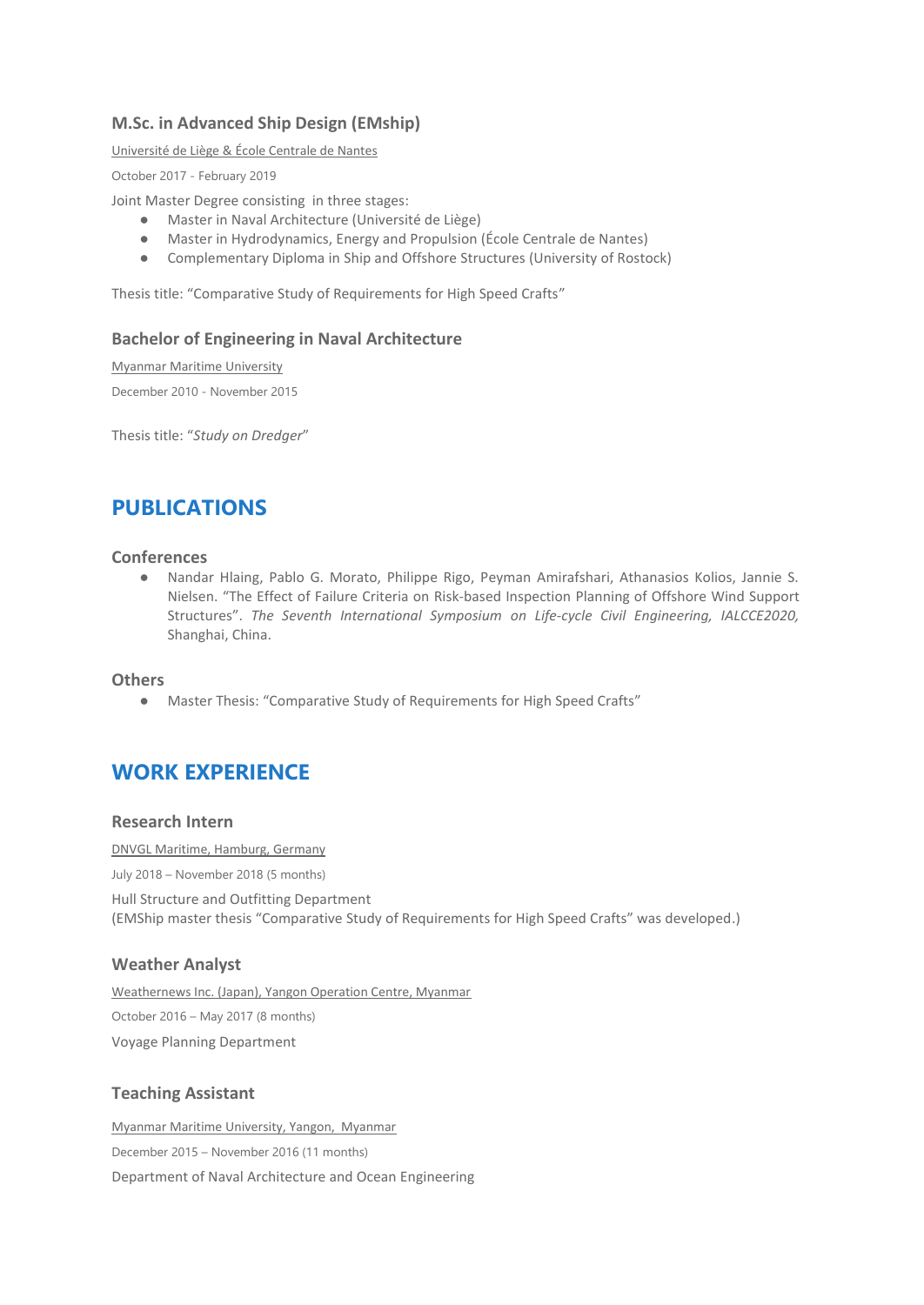### M.Sc. in Advanced Ship Design (EMship)

Université de Liège & École Centrale de Nantes

October 2017 - February 2019

Joint Master Degree consisting in three stages:

- Master in Naval Architecture (Université de Liège)
- Master in Hydrodynamics, Energy and Propulsion (École Centrale de Nantes)
- Complementary Diploma in Ship and Offshore Structures (University of Rostock)

Thesis title: "Comparative Study of Requirements for High Speed Crafts"

### Bachelor of Engineering in Naval Architecture

Myanmar Maritime University

December 2010 - November 2015

Thesis title: "*Study on Dredger*"

## PUBLICATIONS

### Conferences

- Nandar Hlaing, Pablo G. Morato, Philippe Rigo, Peyman Amirafshari, Athanasios Kolios, Jannie S. Nielsen. "The Effect of Failure Criteria on Risk-based Inspection Planning of Offshore Wind Support Structures". *The Seventh International Symposium on Life-cycle Civil Engineering, IALCCE2020,* Shanghai, China.

### Others

- Master Thesis: "Comparative Study of Requirements for High Speed Crafts"

## WORK EXPERIENCE

### Research Intern

DNVGL Maritime, Hamburg, Germany

July 2018 – November 2018 (5 months)

Hull Structure and Outfitting Department
(EMShip master thesis "Comparative Study of Requirements for High Speed Crafts" was developed.)

### Weather Analyst

Weathernews Inc. (Japan), Yangon Operation Centre, Myanmar

October 2016 – May 2017 (8 months)

Voyage Planning Department

### Teaching Assistant

Myanmar Maritime University, Yangon, Myanmar

December 2015 – November 2016 (11 months)

Department of Naval Architecture and Ocean Engineering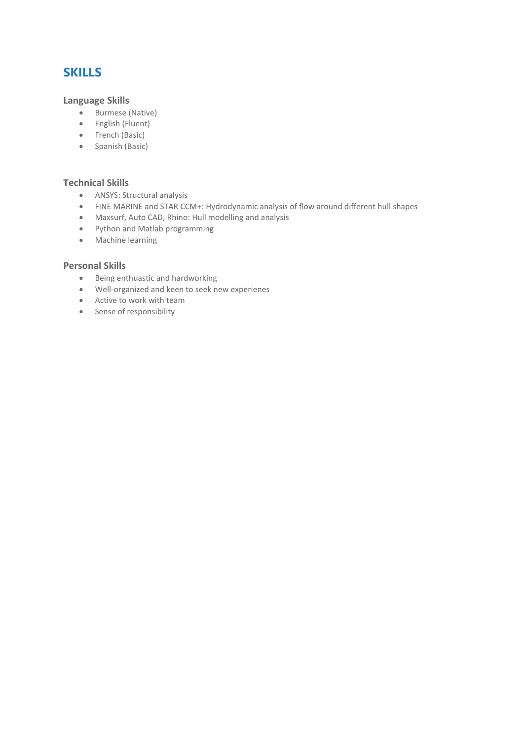# SKILLS

## Language Skills

- Burmese (Native)
- English (Fluent)
- French (Basic)
- Spanish (Basic)

## Technical Skills

- ANSYS: Structural analysis
- FINE MARINE and STAR CCM+: Hydrodynamic analysis of flow around different hull shapes
- Maxsurf, Auto CAD, Rhino: Hull modelling and analysis
- Python and Matlab programming
- Machine learning

## Personal Skills

- Being enthuastic and hardworking
- Well-organized and keen to seek new experienes
- Active to work with team
- Sense of responsibility